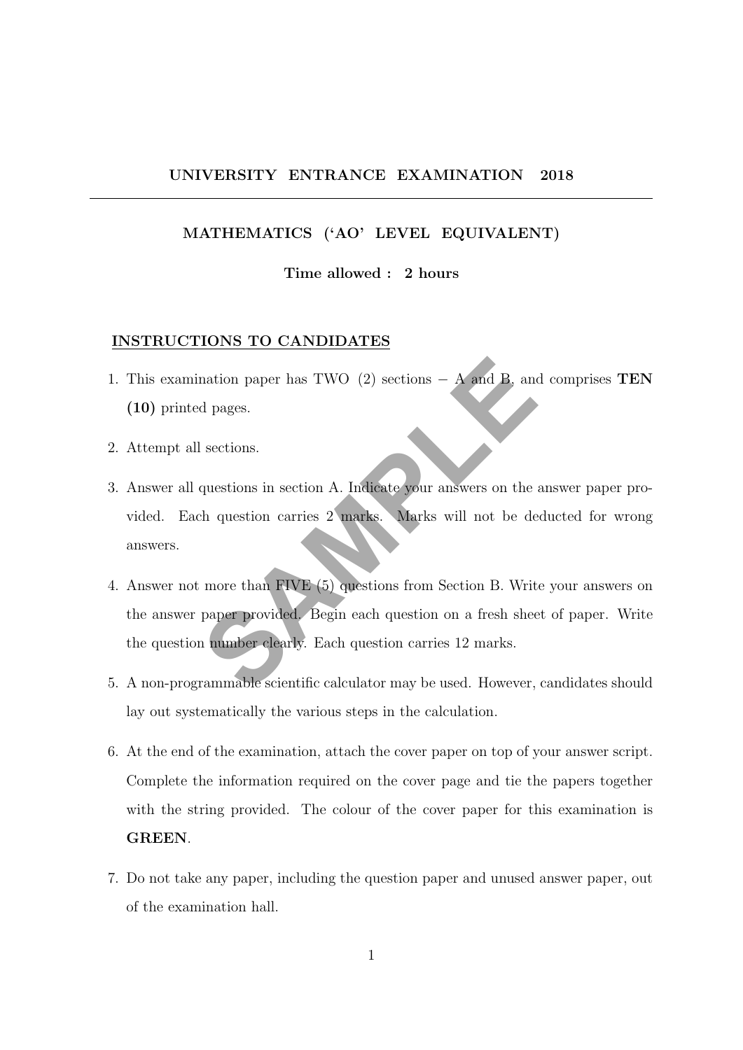# UNIVERSITY ENTRANCE EXAMINATION 2018

---

## MATHEMATICS ('AO' LEVEL EQUIVALENT)

**Time allowed : 2 hours**

## INSTRUCTIONS TO CANDIDATES

1. This examination paper has TWO (2) sections − A and B, and comprises **TEN (10)** printed pages.
2. Attempt all sections.
3. Answer all questions in section A. Indicate your answers on the answer paper provided. Each question carries 2 marks. Marks will not be deducted for wrong answers.
4. Answer not more than FIVE (5) questions from Section B. Write your answers on the answer paper provided. Begin each question on a fresh sheet of paper. Write the question number clearly. Each question carries 12 marks.
5. A non-programmable scientific calculator may be used. However, candidates should lay out systematically the various steps in the calculation.
6. At the end of the examination, attach the cover paper on top of your answer script. Complete the information required on the cover page and tie the papers together with the string provided. The colour of the cover paper for this examination is **GREEN**.
7. Do not take any paper, including the question paper and unused answer paper, out of the examination hall.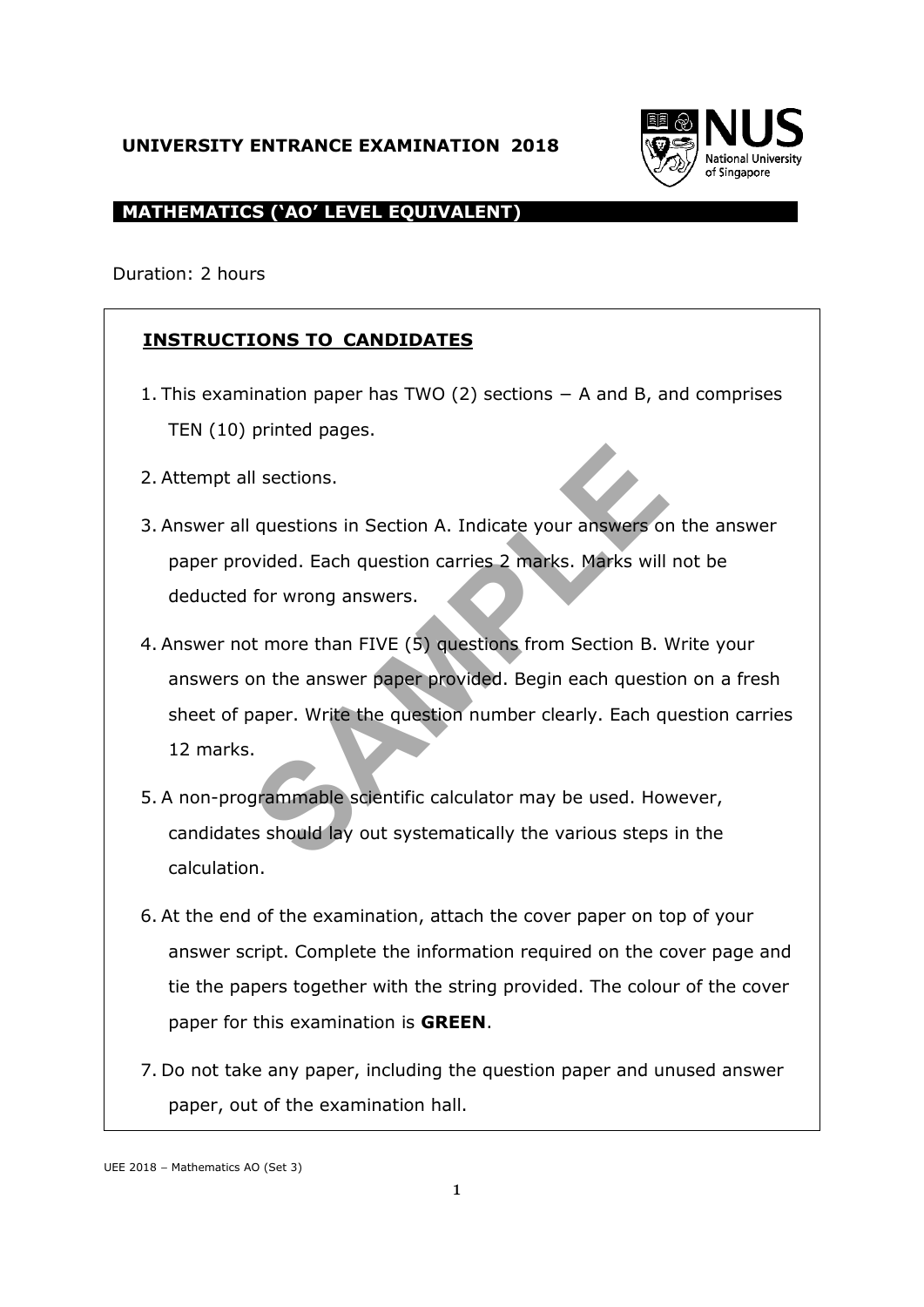**UNIVERSITY ENTRANCE EXAMINATION 2018**

**MATHEMATICS ('AO' LEVEL EQUIVALENT)**

Duration: 2 hours

**INSTRUCTIONS TO CANDIDATES**

1. This examination paper has TWO (2) sections − A and B, and comprises TEN (10) printed pages.
2. Attempt all sections.
3. Answer all questions in Section A. Indicate your answers on the answer paper provided. Each question carries 2 marks. Marks will not be deducted for wrong answers.
4. Answer not more than FIVE (5) questions from Section B. Write your answers on the answer paper provided. Begin each question on a fresh sheet of paper. Write the question number clearly. Each question carries 12 marks.
5. A non-programmable scientific calculator may be used. However, candidates should lay out systematically the various steps in the calculation.
6. At the end of the examination, attach the cover paper on top of your answer script. Complete the information required on the cover page and tie the papers together with the string provided. The colour of the cover paper for this examination is **GREEN**.
7. Do not take any paper, including the question paper and unused answer paper, out of the examination hall.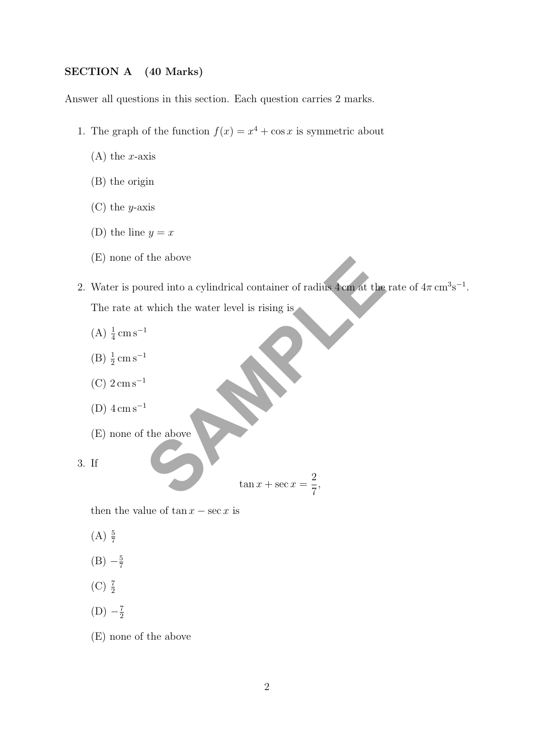**SECTION A (40 Marks)**

Answer all questions in this section. Each question carries 2 marks.

1. The graph of the function $f(x) = x^4 + \cos x$ is symmetric about

   (A) the $x$-axis

   (B) the origin

   (C) the $y$-axis

   (D) the line $y = x$

   (E) none of the above

2. Water is poured into a cylindrical container of radius 4 cm at the rate of $4\pi\,\text{cm}^3\text{s}^{-1}$. The rate at which the water level is rising is

   (A) $\frac{1}{4}\,\text{cm}\,\text{s}^{-1}$

   (B) $\frac{1}{2}\,\text{cm}\,\text{s}^{-1}$

   (C) $2\,\text{cm}\,\text{s}^{-1}$

   (D) $4\,\text{cm}\,\text{s}^{-1}$

   (E) none of the above

3. If

   $$\tan x + \sec x = \frac{2}{7},$$

   then the value of $\tan x - \sec x$ is

   (A) $\frac{5}{7}$

   (B) $-\frac{5}{7}$

   (C) $\frac{7}{2}$

   (D) $-\frac{7}{2}$

   (E) none of the above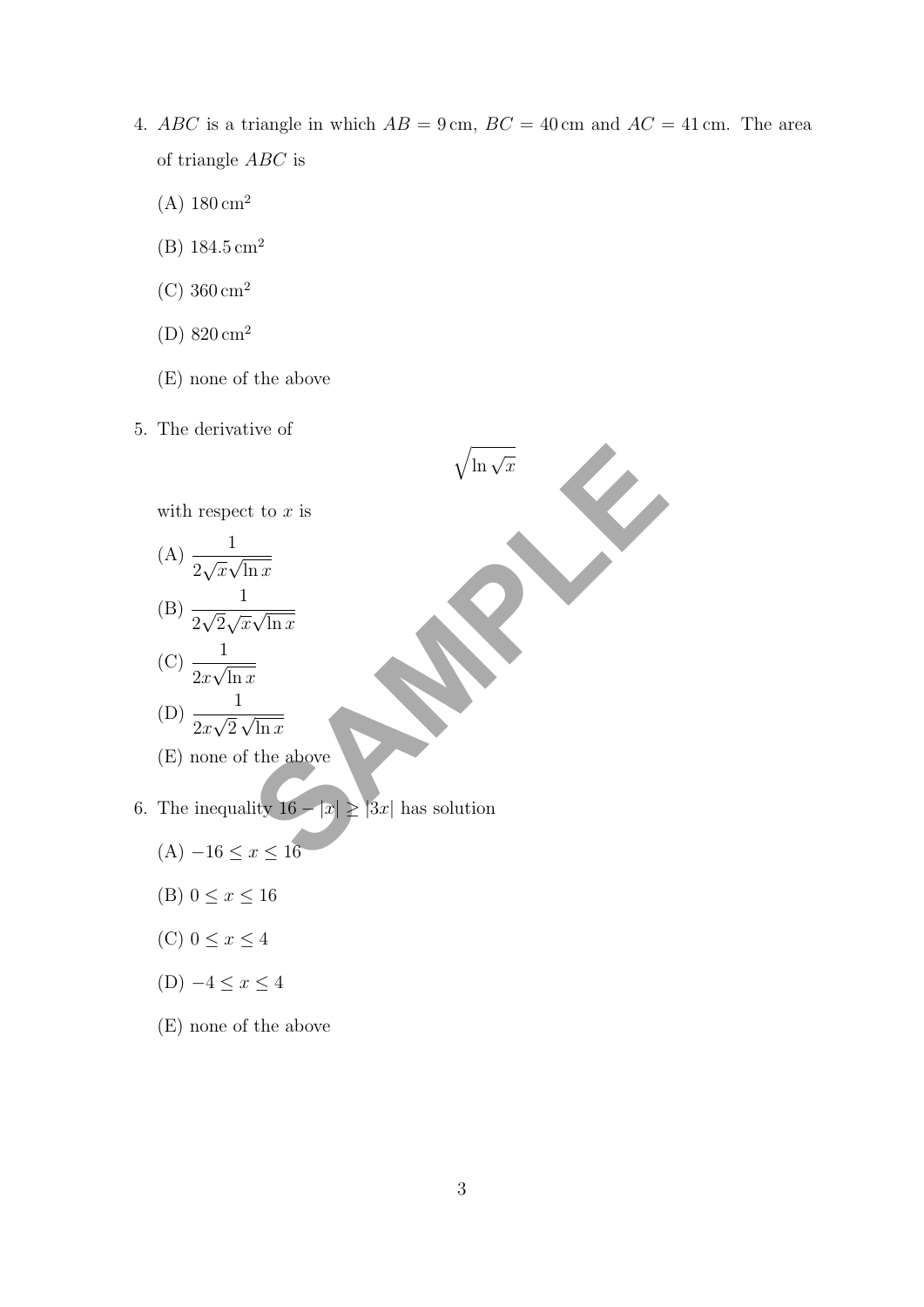4. $ABC$ is a triangle in which $AB = 9\,\text{cm}$, $BC = 40\,\text{cm}$ and $AC = 41\,\text{cm}$. The area of triangle $ABC$ is

   (A) $180\,\text{cm}^2$

   (B) $184.5\,\text{cm}^2$

   (C) $360\,\text{cm}^2$

   (D) $820\,\text{cm}^2$

   (E) none of the above

5. The derivative of

$$\sqrt{\ln \sqrt{x}}$$

   with respect to $x$ is

   (A) $\dfrac{1}{2\sqrt{x}\sqrt{\ln x}}$

   (B) $\dfrac{1}{2\sqrt{2}\sqrt{x}\sqrt{\ln x}}$

   (C) $\dfrac{1}{2x\sqrt{\ln x}}$

   (D) $\dfrac{1}{2x\sqrt{2}\,\sqrt{\ln x}}$

   (E) none of the above

6. The inequality $16 - |x| \geq |3x|$ has solution

   (A) $-16 \leq x \leq 16$

   (B) $0 \leq x \leq 16$

   (C) $0 \leq x \leq 4$

   (D) $-4 \leq x \leq 4$

   (E) none of the above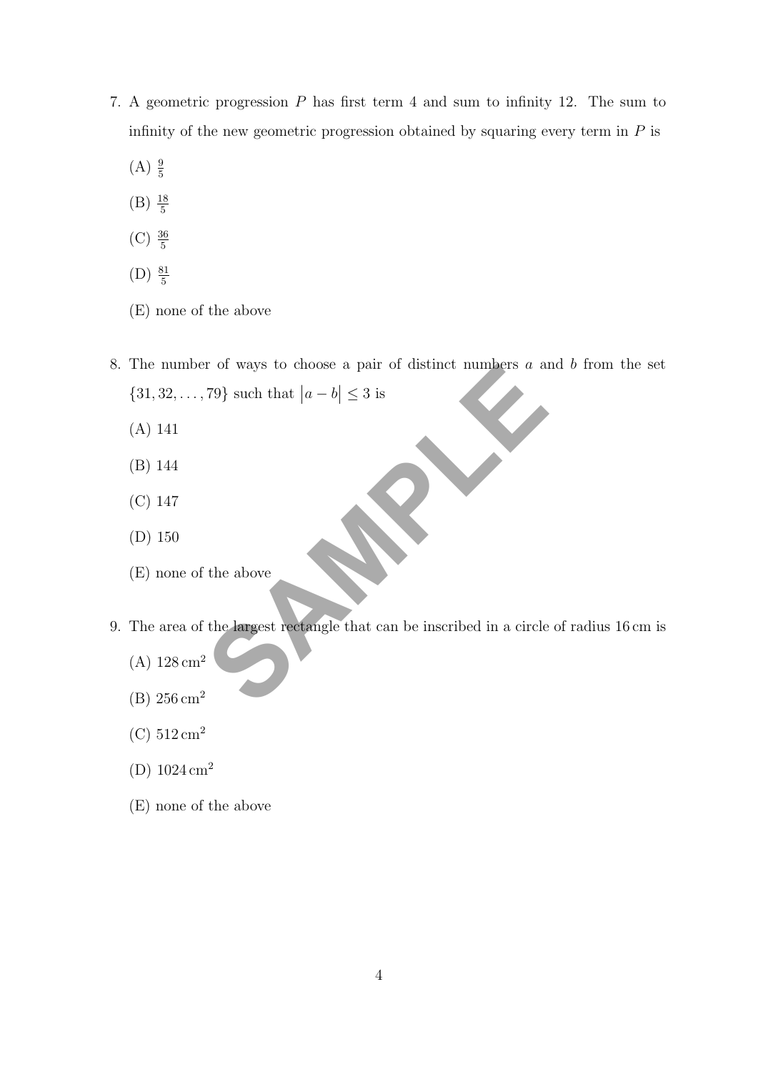7. A geometric progression $P$ has first term 4 and sum to infinity 12. The sum to infinity of the new geometric progression obtained by squaring every term in $P$ is

   (A) $\frac{9}{5}$

   (B) $\frac{18}{5}$

   (C) $\frac{36}{5}$

   (D) $\frac{81}{5}$

   (E) none of the above

8. The number of ways to choose a pair of distinct numbers $a$ and $b$ from the set $\{31, 32, \ldots, 79\}$ such that $|a - b| \leq 3$ is

   (A) 141

   (B) 144

   (C) 147

   (D) 150

   (E) none of the above

9. The area of the largest rectangle that can be inscribed in a circle of radius 16 cm is

   (A) $128\,\text{cm}^2$

   (B) $256\,\text{cm}^2$

   (C) $512\,\text{cm}^2$

   (D) $1024\,\text{cm}^2$

   (E) none of the above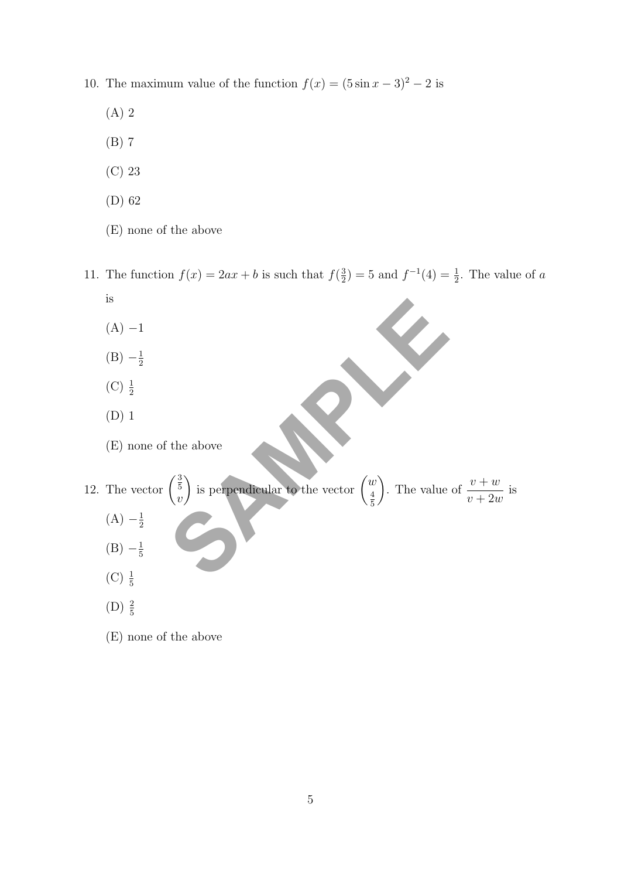10. The maximum value of the function $f(x) = (5 \sin x - 3)^2 - 2$ is

    (A) 2

    (B) 7

    (C) 23

    (D) 62

    (E) none of the above

11. The function $f(x) = 2ax + b$ is such that $f(\frac{3}{2}) = 5$ and $f^{-1}(4) = \frac{1}{2}$. The value of $a$ is

    (A) $-1$

    (B) $-\frac{1}{2}$

    (C) $\frac{1}{2}$

    (D) 1

    (E) none of the above

12. The vector $\begin{pmatrix} \frac{3}{5} \\ v \end{pmatrix}$ is perpendicular to the vector $\begin{pmatrix} w \\ \frac{4}{5} \end{pmatrix}$. The value of $\dfrac{v + w}{v + 2w}$ is

    (A) $-\frac{1}{2}$

    (B) $-\frac{1}{5}$

    (C) $\frac{1}{5}$

    (D) $\frac{2}{5}$

    (E) none of the above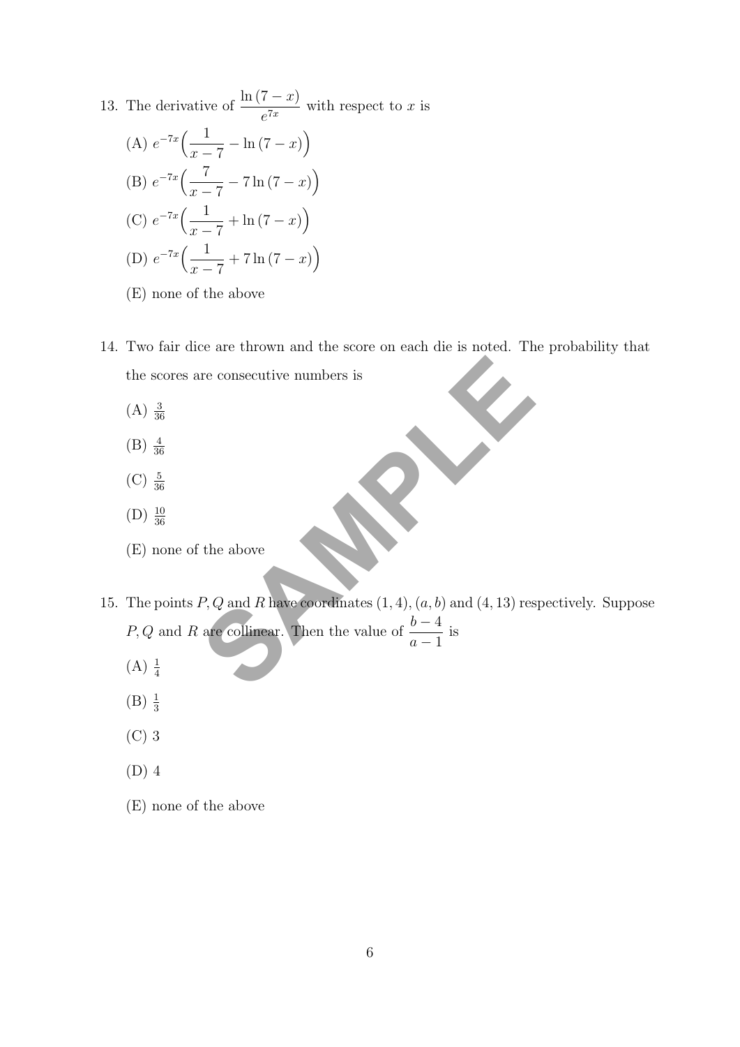13. The derivative of $\dfrac{\ln(7-x)}{e^{7x}}$ with respect to $x$ is

    (A) $e^{-7x}\Big(\dfrac{1}{x-7} - \ln(7-x)\Big)$

    (B) $e^{-7x}\Big(\dfrac{7}{x-7} - 7\ln(7-x)\Big)$

    (C) $e^{-7x}\Big(\dfrac{1}{x-7} + \ln(7-x)\Big)$

    (D) $e^{-7x}\Big(\dfrac{1}{x-7} + 7\ln(7-x)\Big)$

    (E) none of the above

14. Two fair dice are thrown and the score on each die is noted. The probability that the scores are consecutive numbers is

    (A) $\frac{3}{36}$

    (B) $\frac{4}{36}$

    (C) $\frac{5}{36}$

    (D) $\frac{10}{36}$

    (E) none of the above

15. The points $P, Q$ and $R$ have coordinates $(1,4), (a,b)$ and $(4,13)$ respectively. Suppose $P, Q$ and $R$ are collinear. Then the value of $\dfrac{b-4}{a-1}$ is

    (A) $\frac{1}{4}$

    (B) $\frac{1}{3}$

    (C) 3

    (D) 4

    (E) none of the above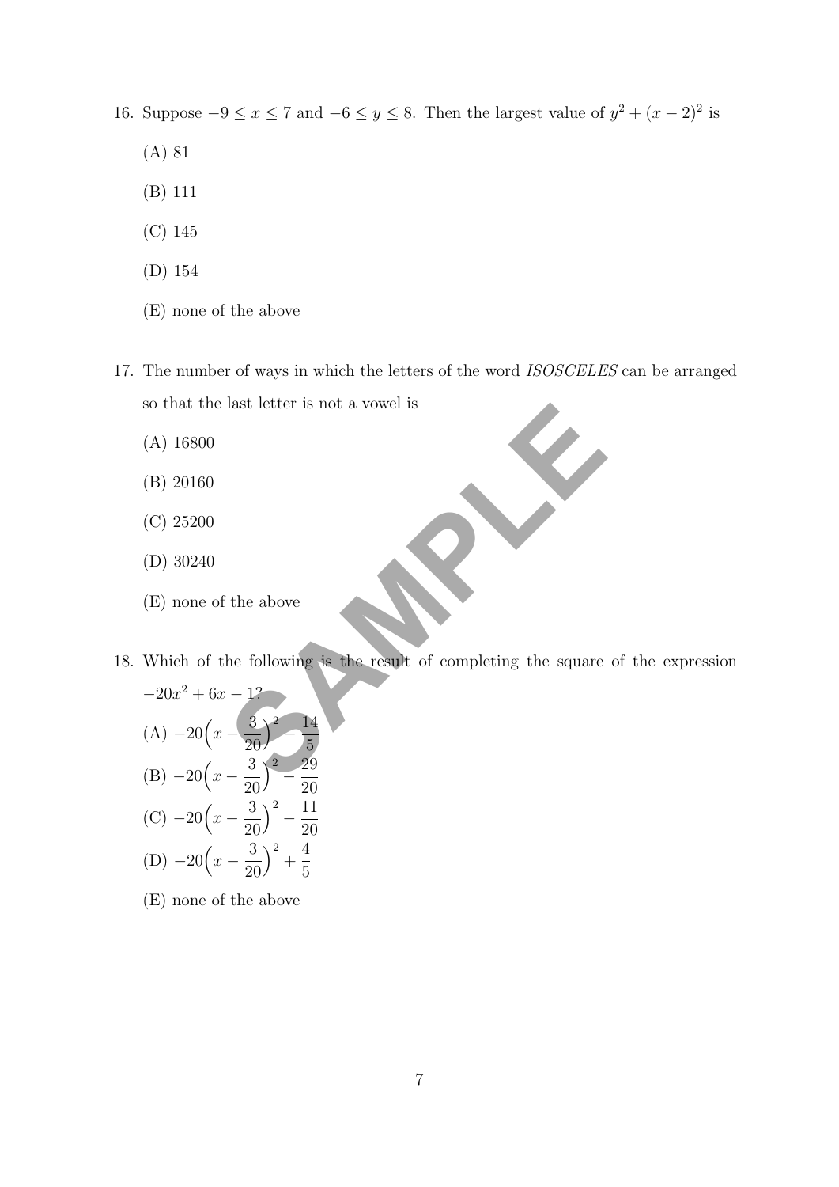16. Suppose $-9 \leq x \leq 7$ and $-6 \leq y \leq 8$. Then the largest value of $y^2 + (x-2)^2$ is

    (A) 81

    (B) 111

    (C) 145

    (D) 154

    (E) none of the above

17. The number of ways in which the letters of the word *ISOSCELES* can be arranged so that the last letter is not a vowel is

    (A) 16800

    (B) 20160

    (C) 25200

    (D) 30240

    (E) none of the above

18. Which of the following is the result of completing the square of the expression $-20x^2 + 6x - 1$?

    (A) $-20\Big(x - \dfrac{3}{20}\Big)^2 - \dfrac{14}{5}$

    (B) $-20\Big(x - \dfrac{3}{20}\Big)^2 - \dfrac{29}{20}$

    (C) $-20\Big(x - \dfrac{3}{20}\Big)^2 - \dfrac{11}{20}$

    (D) $-20\Big(x - \dfrac{3}{20}\Big)^2 + \dfrac{4}{5}$

    (E) none of the above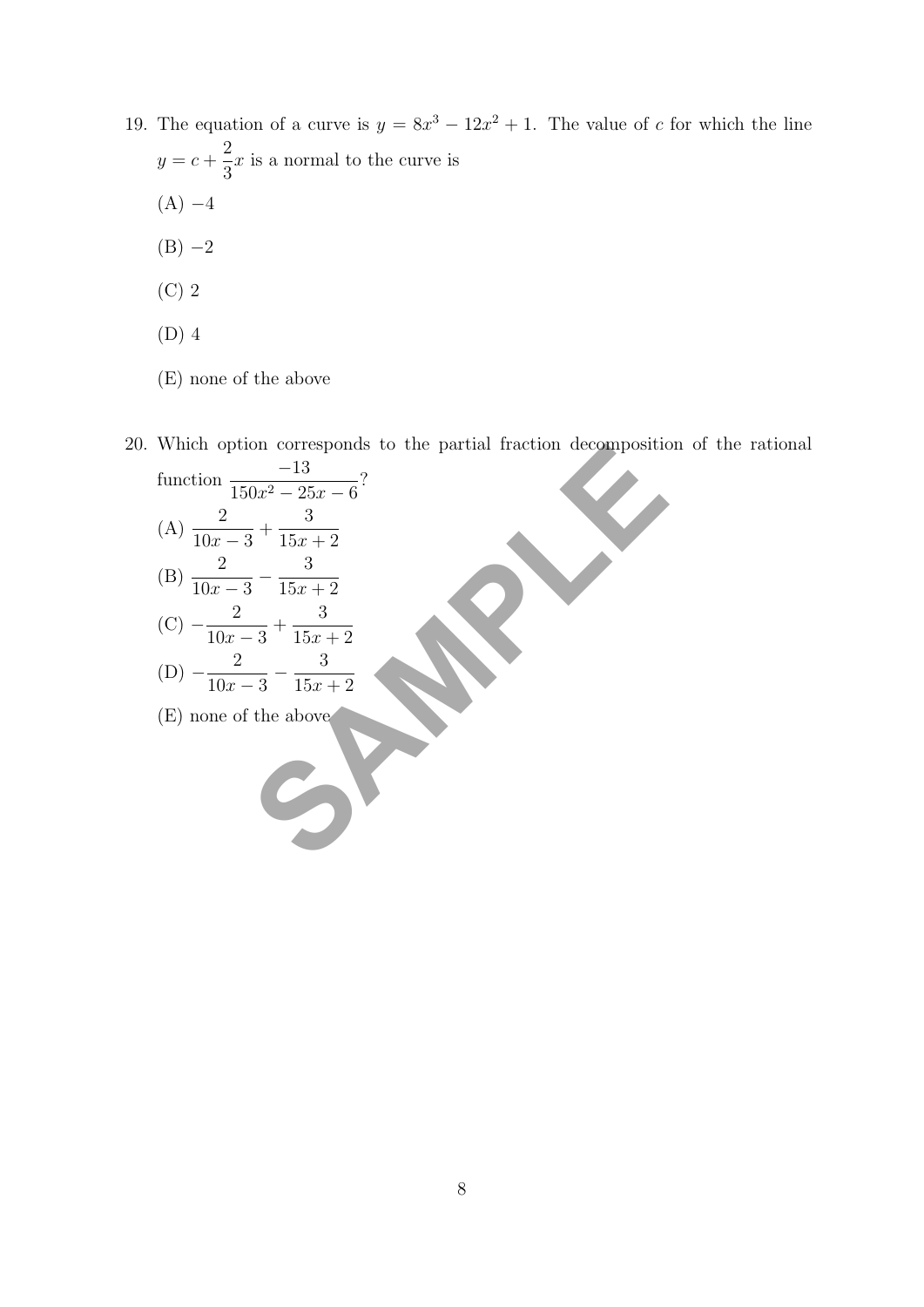19. The equation of a curve is $y = 8x^3 - 12x^2 + 1$. The value of $c$ for which the line $y = c + \dfrac{2}{3}x$ is a normal to the curve is

    (A) $-4$

    (B) $-2$

    (C) $2$

    (D) $4$

    (E) none of the above

20. Which option corresponds to the partial fraction decomposition of the rational function $\dfrac{-13}{150x^2 - 25x - 6}$?

    (A) $\dfrac{2}{10x-3} + \dfrac{3}{15x+2}$

    (B) $\dfrac{2}{10x-3} - \dfrac{3}{15x+2}$

    (C) $-\dfrac{2}{10x-3} + \dfrac{3}{15x+2}$

    (D) $-\dfrac{2}{10x-3} - \dfrac{3}{15x+2}$

    (E) none of the above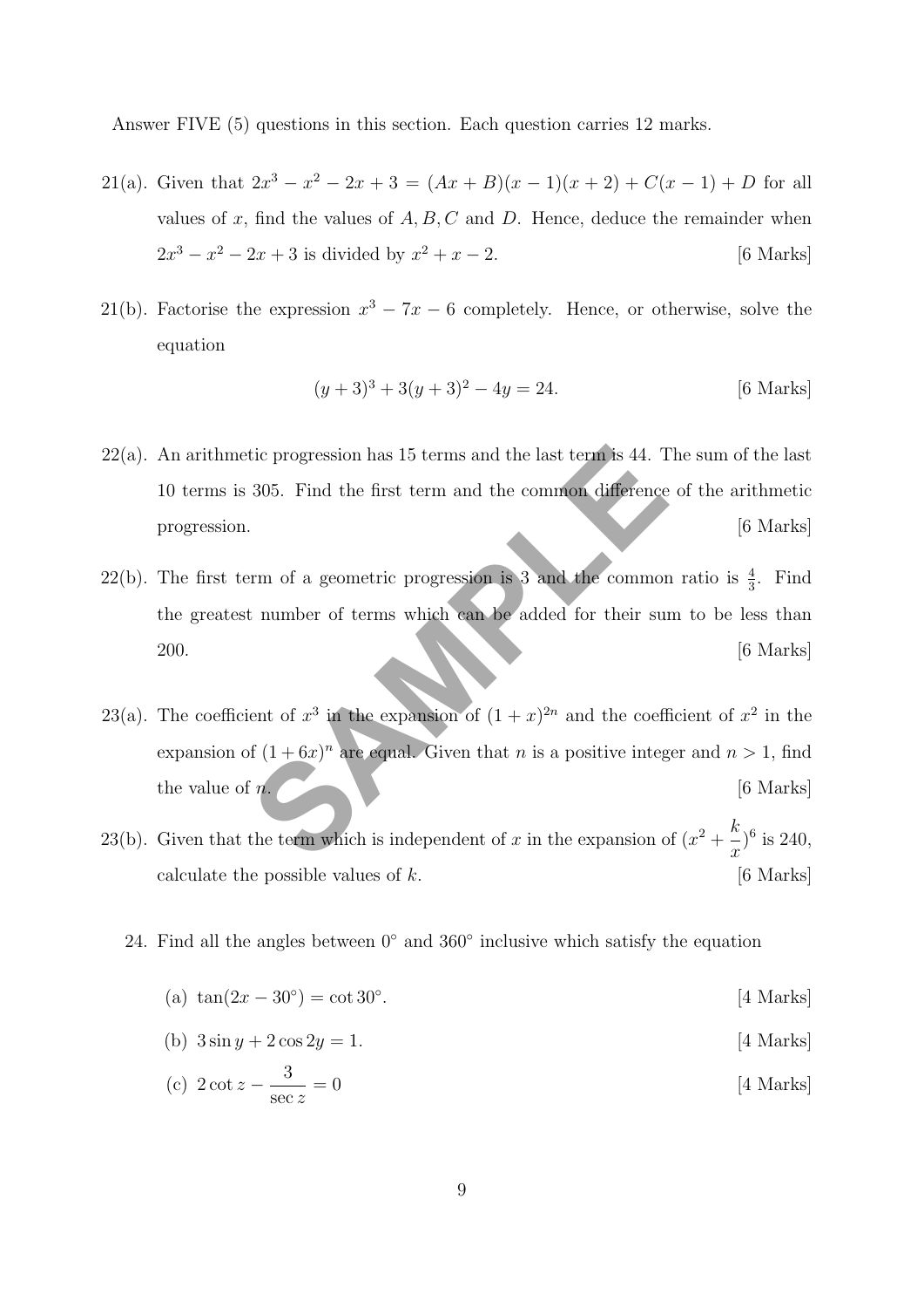Answer FIVE (5) questions in this section. Each question carries 12 marks.

21(a). Given that $2x^3 - x^2 - 2x + 3 = (Ax + B)(x - 1)(x + 2) + C(x - 1) + D$ for all values of $x$, find the values of $A, B, C$ and $D$. Hence, deduce the remainder when $2x^3 - x^2 - 2x + 3$ is divided by $x^2 + x - 2$. [6 Marks]

21(b). Factorise the expression $x^3 - 7x - 6$ completely. Hence, or otherwise, solve the equation

$$(y + 3)^3 + 3(y + 3)^2 - 4y = 24.$$

[6 Marks]

22(a). An arithmetic progression has 15 terms and the last term is 44. The sum of the last 10 terms is 305. Find the first term and the common difference of the arithmetic progression. [6 Marks]

22(b). The first term of a geometric progression is 3 and the common ratio is $\frac{4}{3}$. Find the greatest number of terms which can be added for their sum to be less than 200. [6 Marks]

23(a). The coefficient of $x^3$ in the expansion of $(1 + x)^{2n}$ and the coefficient of $x^2$ in the expansion of $(1 + 6x)^n$ are equal. Given that $n$ is a positive integer and $n > 1$, find the value of $n$. [6 Marks]

23(b). Given that the term which is independent of $x$ in the expansion of $(x^2 + \frac{k}{x})^6$ is 240, calculate the possible values of $k$. [6 Marks]

24. Find all the angles between $0^\circ$ and $360^\circ$ inclusive which satisfy the equation

(a) $\tan(2x - 30^\circ) = \cot 30^\circ$. [4 Marks]

(b) $3 \sin y + 2 \cos 2y = 1$. [4 Marks]

(c) $2 \cot z - \dfrac{3}{\sec z} = 0$ [4 Marks]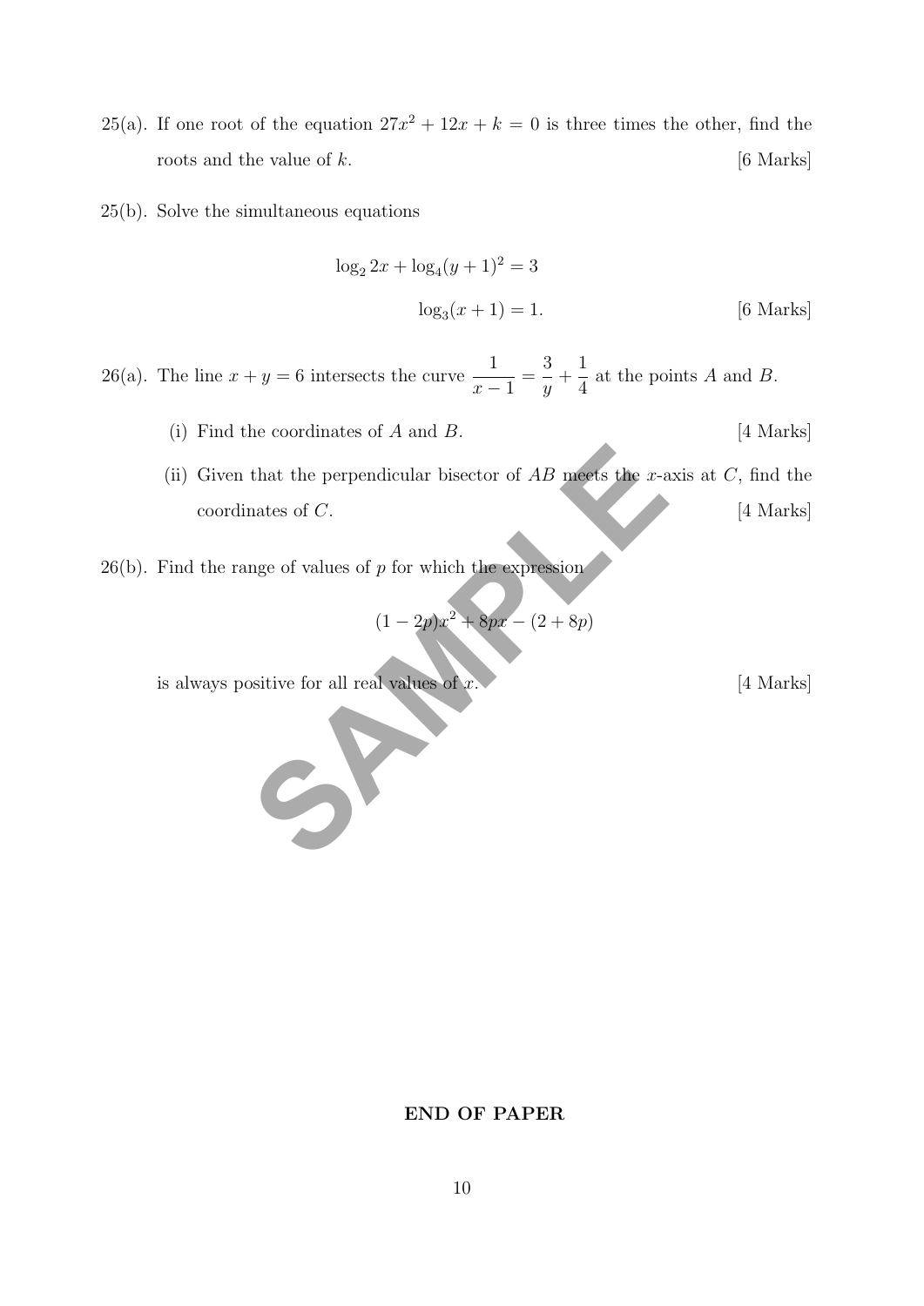25(a). If one root of the equation $27x^2 + 12x + k = 0$ is three times the other, find the roots and the value of $k$. [6 Marks]

25(b). Solve the simultaneous equations

$$\log_2 2x + \log_4(y+1)^2 = 3$$

$$\log_3(x+1) = 1.$$

[6 Marks]

26(a). The line $x + y = 6$ intersects the curve $\frac{1}{x-1} = \frac{3}{y} + \frac{1}{4}$ at the points $A$ and $B$.

(i) Find the coordinates of $A$ and $B$. [4 Marks]

(ii) Given that the perpendicular bisector of $AB$ meets the $x$-axis at $C$, find the coordinates of $C$. [4 Marks]

26(b). Find the range of values of $p$ for which the expression

$$(1-2p)x^2 + 8px - (2+8p)$$

is always positive for all real values of $x$. [4 Marks]

**END OF PAPER**